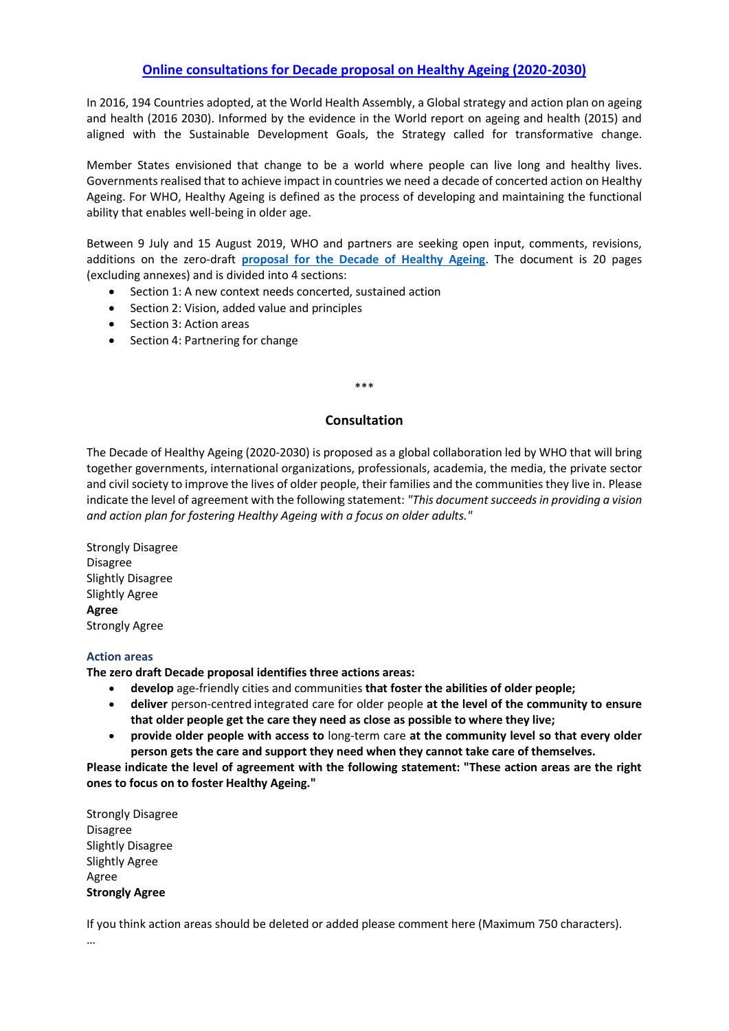# [Online consultations for Decade proposal on Healthy Ageing (2020-2030)]

In 2016, 194 Countries adopted, at the World Health Assembly, a Global strategy and action plan on ageing and health (2016 2030). Informed by the evidence in the World report on ageing and health (2015) and aligned with the Sustainable Development Goals, the Strategy called for transformative change.

Member States envisioned that change to be a world where people can live long and healthy lives. Governments realised that to achieve impact in countries we need a decade of concerted action on Healthy Ageing. For WHO, Healthy Ageing is defined as the process of developing and maintaining the functional ability that enables well-being in older age.

Between 9 July and 15 August 2019, WHO and partners are seeking open input, comments, revisions, additions on the zero-draft **proposal for the Decade of Healthy Ageing**. The document is 20 pages (excluding annexes) and is divided into 4 sections:

- Section 1: A new context needs concerted, sustained action
- Section 2: Vision, added value and principles
- Section 3: Action areas
- Section 4: Partnering for change

***

## Consultation

The Decade of Healthy Ageing (2020-2030) is proposed as a global collaboration led by WHO that will bring together governments, international organizations, professionals, academia, the media, the private sector and civil society to improve the lives of older people, their families and the communities they live in. Please indicate the level of agreement with the following statement: *"This document succeeds in providing a vision and action plan for fostering Healthy Ageing with a focus on older adults."*

Strongly Disagree
Disagree
Slightly Disagree
Slightly Agree
**Agree**
Strongly Agree

### Action areas

**The zero draft Decade proposal identifies three actions areas:**

- **develop** age-friendly cities and communities **that foster the abilities of older people;**
- **deliver** person-centred integrated care for older people **at the level of the community to ensure that older people get the care they need as close as possible to where they live;**
- **provide older people with access to** long-term care **at the community level so that every older person gets the care and support they need when they cannot take care of themselves.**

**Please indicate the level of agreement with the following statement: "These action areas are the right ones to focus on to foster Healthy Ageing."**

Strongly Disagree
Disagree
Slightly Disagree
Slightly Agree
Agree
**Strongly Agree**

If you think action areas should be deleted or added please comment here (Maximum 750 characters).

…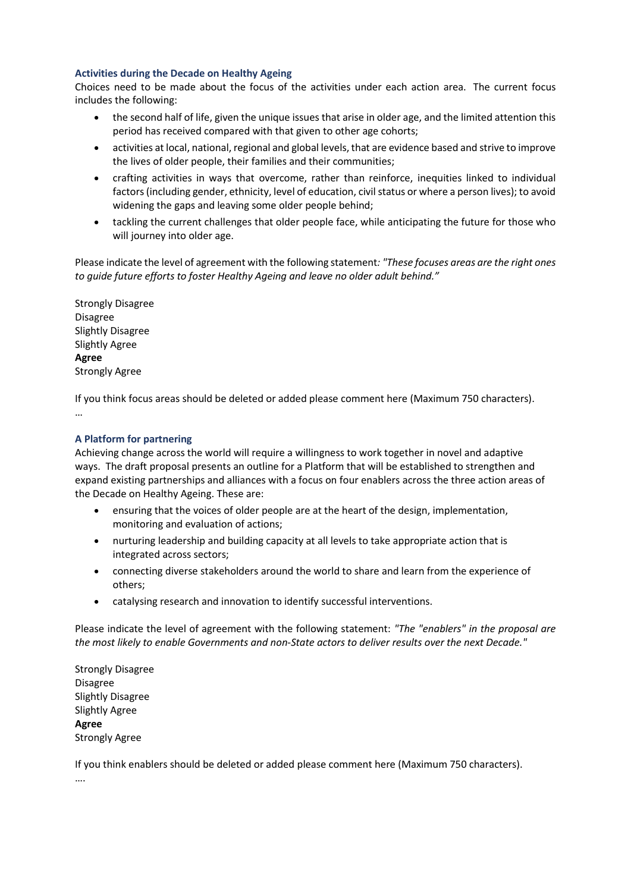### Activities during the Decade on Healthy Ageing

Choices need to be made about the focus of the activities under each action area. The current focus includes the following:

- the second half of life, given the unique issues that arise in older age, and the limited attention this period has received compared with that given to other age cohorts;
- activities at local, national, regional and global levels, that are evidence based and strive to improve the lives of older people, their families and their communities;
- crafting activities in ways that overcome, rather than reinforce, inequities linked to individual factors (including gender, ethnicity, level of education, civil status or where a person lives); to avoid widening the gaps and leaving some older people behind;
- tackling the current challenges that older people face, while anticipating the future for those who will journey into older age.

Please indicate the level of agreement with the following statement*: "These focuses areas are the right ones to guide future efforts to foster Healthy Ageing and leave no older adult behind."*

Strongly Disagree
Disagree
Slightly Disagree
Slightly Agree
**Agree**
Strongly Agree

If you think focus areas should be deleted or added please comment here (Maximum 750 characters).
…

### A Platform for partnering

Achieving change across the world will require a willingness to work together in novel and adaptive ways. The draft proposal presents an outline for a Platform that will be established to strengthen and expand existing partnerships and alliances with a focus on four enablers across the three action areas of the Decade on Healthy Ageing. These are:

- ensuring that the voices of older people are at the heart of the design, implementation, monitoring and evaluation of actions;
- nurturing leadership and building capacity at all levels to take appropriate action that is integrated across sectors;
- connecting diverse stakeholders around the world to share and learn from the experience of others;
- catalysing research and innovation to identify successful interventions.

Please indicate the level of agreement with the following statement: *"The "enablers" in the proposal are the most likely to enable Governments and non-State actors to deliver results over the next Decade."*

Strongly Disagree
Disagree
Slightly Disagree
Slightly Agree
**Agree**
Strongly Agree

If you think enablers should be deleted or added please comment here (Maximum 750 characters).
….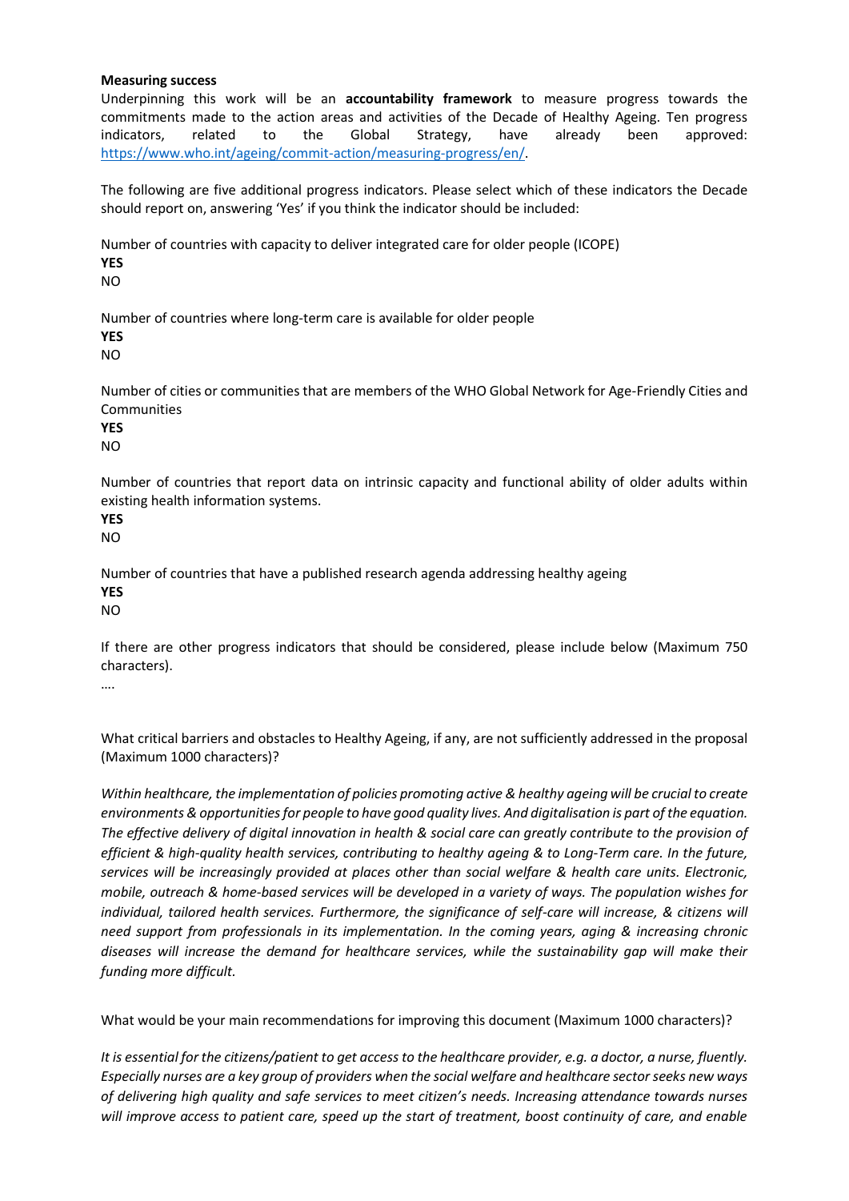**Measuring success**

Underpinning this work will be an **accountability framework** to measure progress towards the commitments made to the action areas and activities of the Decade of Healthy Ageing. Ten progress indicators, related to the Global Strategy, have already been approved: https://www.who.int/ageing/commit-action/measuring-progress/en/.

The following are five additional progress indicators. Please select which of these indicators the Decade should report on, answering 'Yes' if you think the indicator should be included:

Number of countries with capacity to deliver integrated care for older people (ICOPE)
**YES**
NO

Number of countries where long-term care is available for older people
**YES**
NO

Number of cities or communities that are members of the WHO Global Network for Age-Friendly Cities and Communities
**YES**
NO

Number of countries that report data on intrinsic capacity and functional ability of older adults within existing health information systems.
**YES**
NO

Number of countries that have a published research agenda addressing healthy ageing
**YES**
NO

If there are other progress indicators that should be considered, please include below (Maximum 750 characters).

….

What critical barriers and obstacles to Healthy Ageing, if any, are not sufficiently addressed in the proposal (Maximum 1000 characters)?

*Within healthcare, the implementation of policies promoting active & healthy ageing will be crucial to create environments & opportunities for people to have good quality lives. And digitalisation is part of the equation. The effective delivery of digital innovation in health & social care can greatly contribute to the provision of efficient & high-quality health services, contributing to healthy ageing & to Long-Term care. In the future, services will be increasingly provided at places other than social welfare & health care units. Electronic, mobile, outreach & home-based services will be developed in a variety of ways. The population wishes for individual, tailored health services. Furthermore, the significance of self-care will increase, & citizens will need support from professionals in its implementation. In the coming years, aging & increasing chronic diseases will increase the demand for healthcare services, while the sustainability gap will make their funding more difficult.*

What would be your main recommendations for improving this document (Maximum 1000 characters)?

*It is essential for the citizens/patient to get access to the healthcare provider, e.g. a doctor, a nurse, fluently. Especially nurses are a key group of providers when the social welfare and healthcare sector seeks new ways of delivering high quality and safe services to meet citizen's needs. Increasing attendance towards nurses will improve access to patient care, speed up the start of treatment, boost continuity of care, and enable*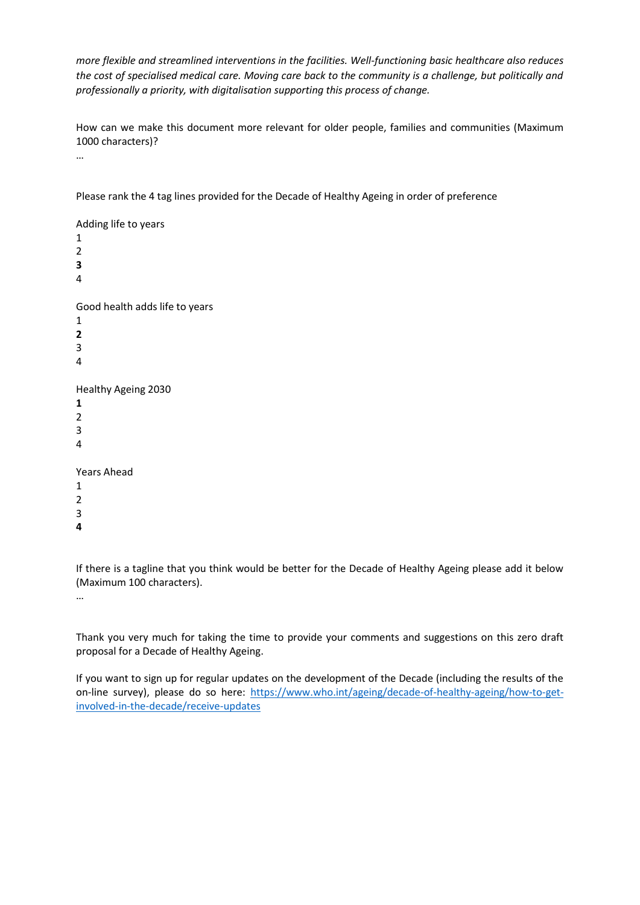*more flexible and streamlined interventions in the facilities. Well-functioning basic healthcare also reduces the cost of specialised medical care. Moving care back to the community is a challenge, but politically and professionally a priority, with digitalisation supporting this process of change.*

How can we make this document more relevant for older people, families and communities (Maximum 1000 characters)?

…

Please rank the 4 tag lines provided for the Decade of Healthy Ageing in order of preference

Adding life to years

1
2
**3**
4

Good health adds life to years

1
**2**
3
4

Healthy Ageing 2030

**1**
2
3
4

Years Ahead

1
2
3
**4**

If there is a tagline that you think would be better for the Decade of Healthy Ageing please add it below (Maximum 100 characters).

…

Thank you very much for taking the time to provide your comments and suggestions on this zero draft proposal for a Decade of Healthy Ageing.

If you want to sign up for regular updates on the development of the Decade (including the results of the on-line survey), please do so here: [https://www.who.int/ageing/decade-of-healthy-ageing/how-to-get-involved-in-the-decade/receive-updates](https://www.who.int/ageing/decade-of-healthy-ageing/how-to-get-involved-in-the-decade/receive-updates)